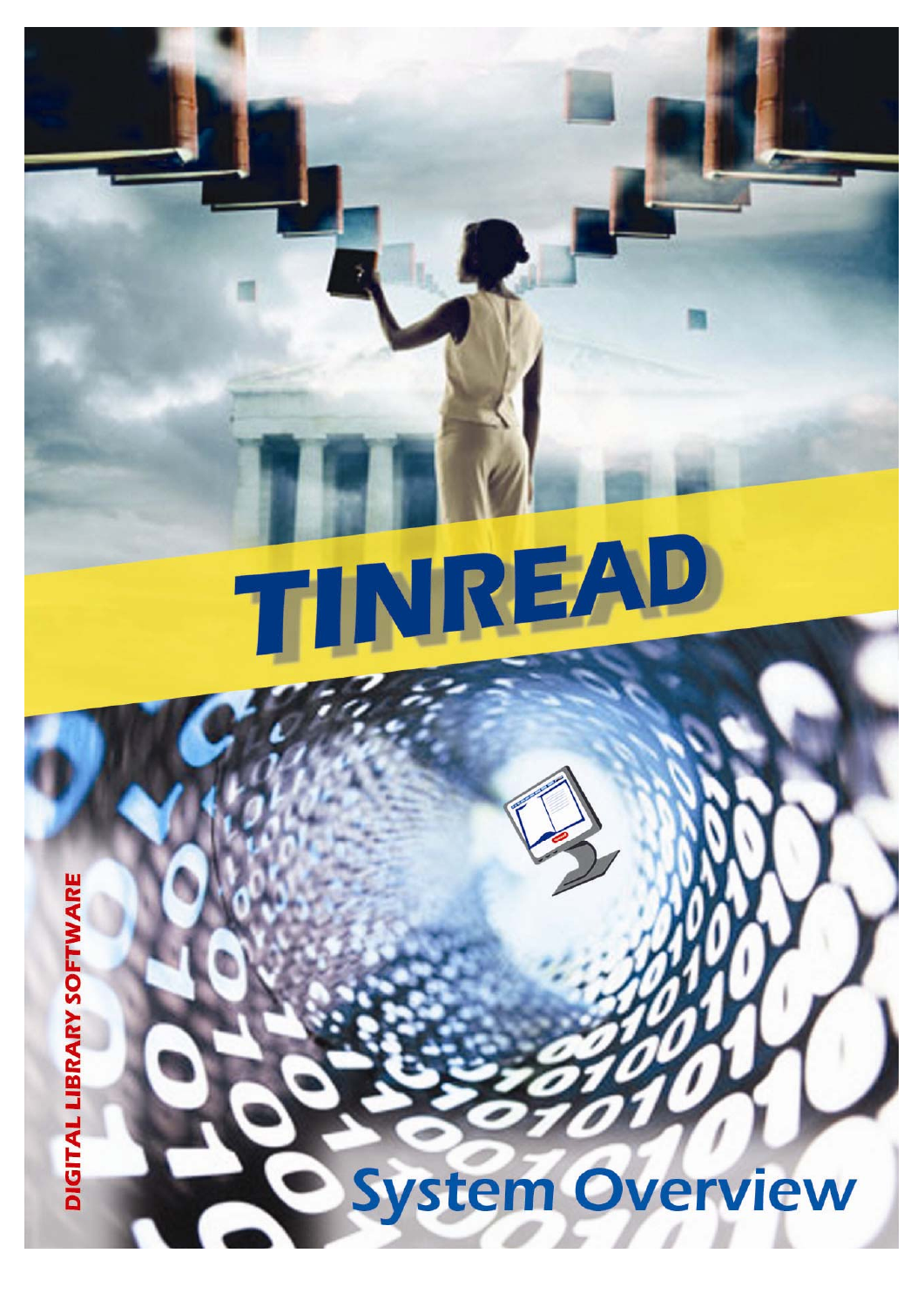# TINREAD

DIGITAL LIBRARY SOFTWARE

## System Overview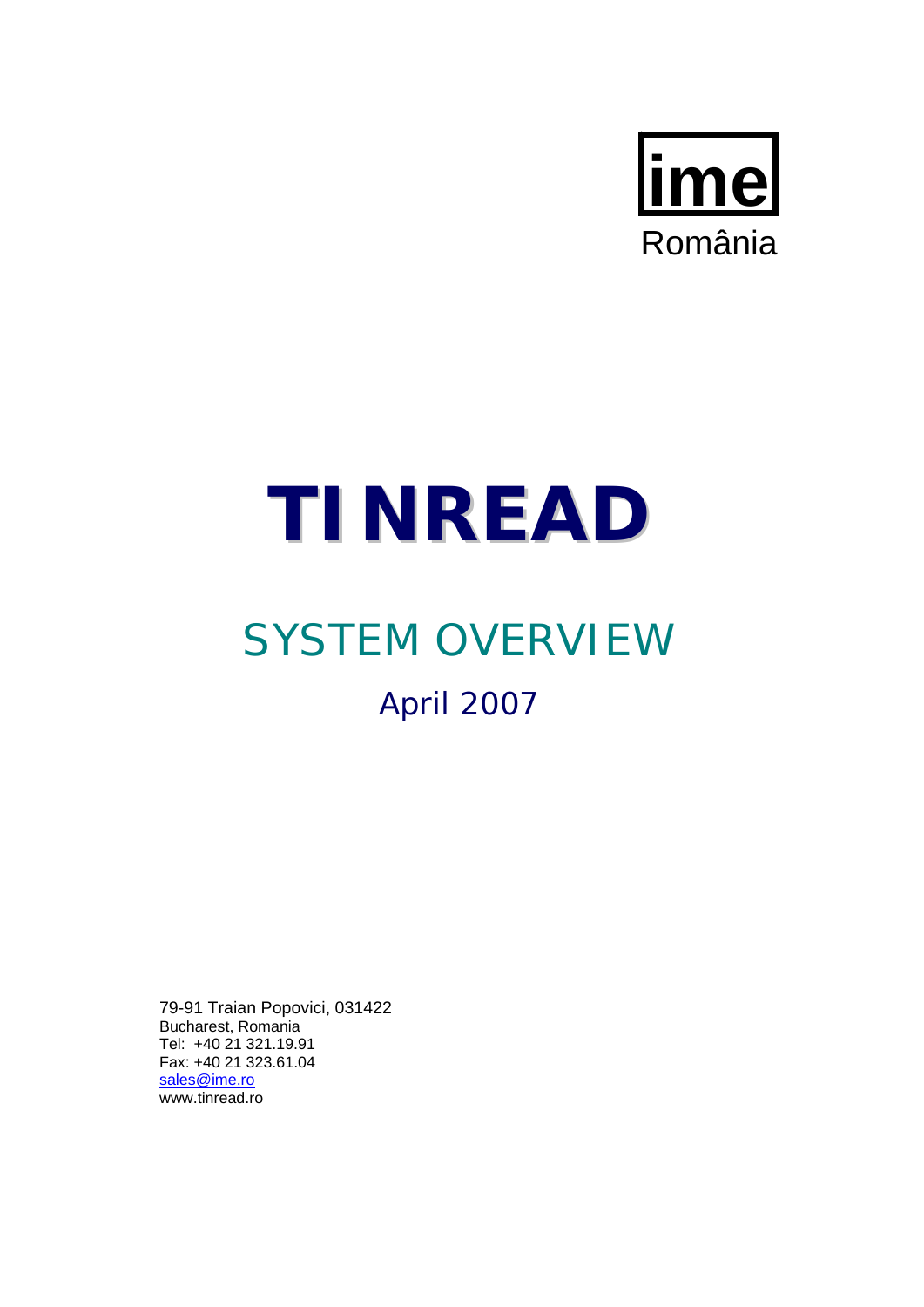ime

România

# TINREAD

## SYSTEM OVERVIEW

### April 2007

79-91 Traian Popovici, 031422
Bucharest, Romania
Tel: +40 21 321.19.91
Fax: +40 21 323.61.04
sales@ime.ro
www.tinread.ro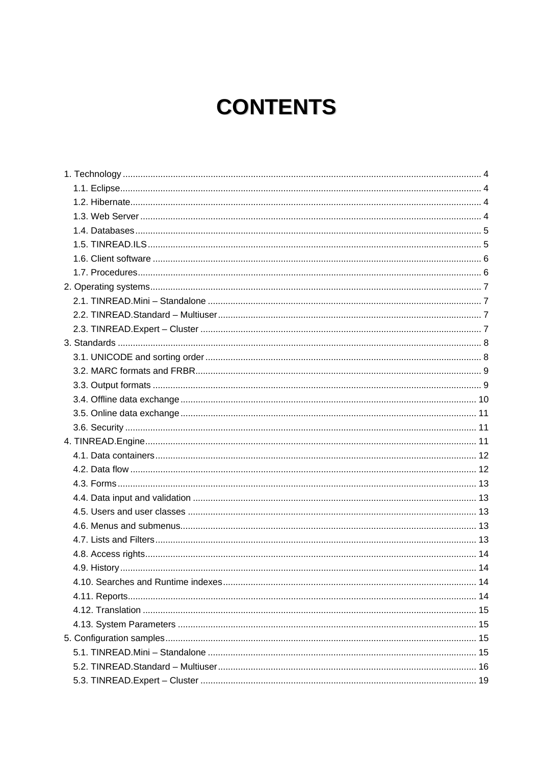# CONTENTS

1. Technology ..... 4
   - 1.1. Eclipse ..... 4
   - 1.2. Hibernate ..... 4
   - 1.3. Web Server ..... 4
   - 1.4. Databases ..... 5
   - 1.5. TINREAD.ILS ..... 5
   - 1.6. Client software ..... 6
   - 1.7. Procedures ..... 6
2. Operating systems ..... 7
   - 2.1. TINREAD.Mini – Standalone ..... 7
   - 2.2. TINREAD.Standard – Multiuser ..... 7
   - 2.3. TINREAD.Expert – Cluster ..... 7
3. Standards ..... 8
   - 3.1. UNICODE and sorting order ..... 8
   - 3.2. MARC formats and FRBR ..... 9
   - 3.3. Output formats ..... 9
   - 3.4. Offline data exchange ..... 10
   - 3.5. Online data exchange ..... 11
   - 3.6. Security ..... 11
4. TINREAD.Engine ..... 11
   - 4.1. Data containers ..... 12
   - 4.2. Data flow ..... 12
   - 4.3. Forms ..... 13
   - 4.4. Data input and validation ..... 13
   - 4.5. Users and user classes ..... 13
   - 4.6. Menus and submenus ..... 13
   - 4.7. Lists and Filters ..... 13
   - 4.8. Access rights ..... 14
   - 4.9. History ..... 14
   - 4.10. Searches and Runtime indexes ..... 14
   - 4.11. Reports ..... 14
   - 4.12. Translation ..... 15
   - 4.13. System Parameters ..... 15
5. Configuration samples ..... 15
   - 5.1. TINREAD.Mini – Standalone ..... 15
   - 5.2. TINREAD.Standard – Multiuser ..... 16
   - 5.3. TINREAD.Expert – Cluster ..... 19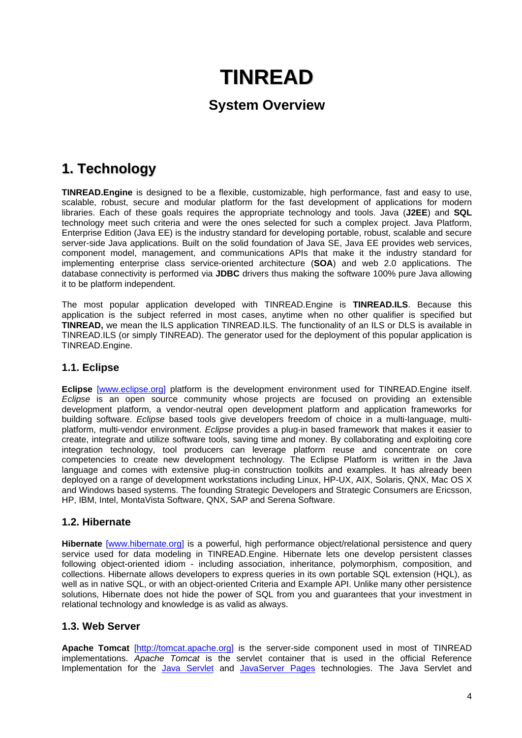# TINREAD

## System Overview

# 1. Technology

**TINREAD.Engine** is designed to be a flexible, customizable, high performance, fast and easy to use, scalable, robust, secure and modular platform for the fast development of applications for modern libraries. Each of these goals requires the appropriate technology and tools. Java (**J2EE**) and **SQL** technology meet such criteria and were the ones selected for such a complex project. Java Platform, Enterprise Edition (Java EE) is the industry standard for developing portable, robust, scalable and secure server-side Java applications. Built on the solid foundation of Java SE, Java EE provides web services, component model, management, and communications APIs that make it the industry standard for implementing enterprise class service-oriented architecture (**SOA**) and web 2.0 applications. The database connectivity is performed via **JDBC** drivers thus making the software 100% pure Java allowing it to be platform independent.

The most popular application developed with TINREAD.Engine is **TINREAD.ILS**. Because this application is the subject referred in most cases, anytime when no other qualifier is specified but **TINREAD,** we mean the ILS application TINREAD.ILS. The functionality of an ILS or DLS is available in TINREAD.ILS (or simply TINREAD). The generator used for the deployment of this popular application is TINREAD.Engine.

## 1.1. Eclipse

**Eclipse** [www.eclipse.org] platform is the development environment used for TINREAD.Engine itself. *Eclipse* is an open source community whose projects are focused on providing an extensible development platform, a vendor-neutral open development platform and application frameworks for building software. *Eclipse* based tools give developers freedom of choice in a multi-language, multi-platform, multi-vendor environment. *Eclipse* provides a plug-in based framework that makes it easier to create, integrate and utilize software tools, saving time and money. By collaborating and exploiting core integration technology, tool producers can leverage platform reuse and concentrate on core competencies to create new development technology. The Eclipse Platform is written in the Java language and comes with extensive plug-in construction toolkits and examples. It has already been deployed on a range of development workstations including Linux, HP-UX, AIX, Solaris, QNX, Mac OS X and Windows based systems. The founding Strategic Developers and Strategic Consumers are Ericsson, HP, IBM, Intel, MontaVista Software, QNX, SAP and Serena Software.

## 1.2. Hibernate

**Hibernate** [www.hibernate.org] is a powerful, high performance object/relational persistence and query service used for data modeling in TINREAD.Engine. Hibernate lets one develop persistent classes following object-oriented idiom - including association, inheritance, polymorphism, composition, and collections. Hibernate allows developers to express queries in its own portable SQL extension (HQL), as well as in native SQL, or with an object-oriented Criteria and Example API. Unlike many other persistence solutions, Hibernate does not hide the power of SQL from you and guarantees that your investment in relational technology and knowledge is as valid as always.

## 1.3. Web Server

**Apache Tomcat** [http://tomcat.apache.org] is the server-side component used in most of TINREAD implementations. *Apache Tomcat* is the servlet container that is used in the official Reference Implementation for the Java Servlet and JavaServer Pages technologies. The Java Servlet and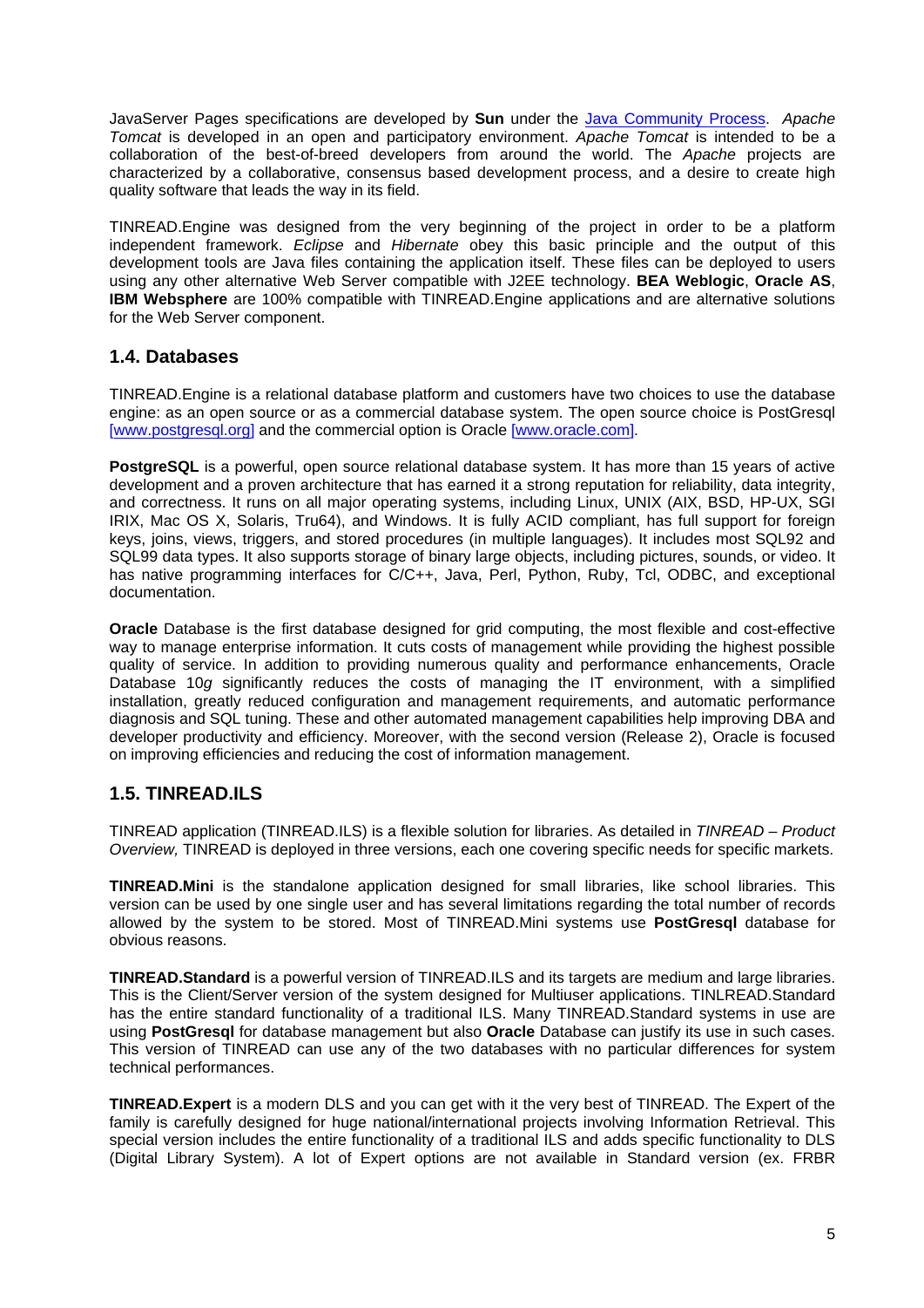JavaServer Pages specifications are developed by **Sun** under the Java Community Process. *Apache Tomcat* is developed in an open and participatory environment. *Apache Tomcat* is intended to be a collaboration of the best-of-breed developers from around the world. The *Apache* projects are characterized by a collaborative, consensus based development process, and a desire to create high quality software that leads the way in its field.

TINREAD.Engine was designed from the very beginning of the project in order to be a platform independent framework. *Eclipse* and *Hibernate* obey this basic principle and the output of this development tools are Java files containing the application itself. These files can be deployed to users using any other alternative Web Server compatible with J2EE technology. **BEA Weblogic**, **Oracle AS**, **IBM Websphere** are 100% compatible with TINREAD.Engine applications and are alternative solutions for the Web Server component.

## 1.4. Databases

TINREAD.Engine is a relational database platform and customers have two choices to use the database engine: as an open source or as a commercial database system. The open source choice is PostGresql [www.postgresql.org] and the commercial option is Oracle [www.oracle.com].

**PostgreSQL** is a powerful, open source relational database system. It has more than 15 years of active development and a proven architecture that has earned it a strong reputation for reliability, data integrity, and correctness. It runs on all major operating systems, including Linux, UNIX (AIX, BSD, HP-UX, SGI IRIX, Mac OS X, Solaris, Tru64), and Windows. It is fully ACID compliant, has full support for foreign keys, joins, views, triggers, and stored procedures (in multiple languages). It includes most SQL92 and SQL99 data types. It also supports storage of binary large objects, including pictures, sounds, or video. It has native programming interfaces for C/C++, Java, Perl, Python, Ruby, Tcl, ODBC, and exceptional documentation.

**Oracle** Database is the first database designed for grid computing, the most flexible and cost-effective way to manage enterprise information. It cuts costs of management while providing the highest possible quality of service. In addition to providing numerous quality and performance enhancements, Oracle Database 10*g* significantly reduces the costs of managing the IT environment, with a simplified installation, greatly reduced configuration and management requirements, and automatic performance diagnosis and SQL tuning. These and other automated management capabilities help improving DBA and developer productivity and efficiency. Moreover, with the second version (Release 2), Oracle is focused on improving efficiencies and reducing the cost of information management.

## 1.5. TINREAD.ILS

TINREAD application (TINREAD.ILS) is a flexible solution for libraries. As detailed in *TINREAD – Product Overview,* TINREAD is deployed in three versions, each one covering specific needs for specific markets.

**TINREAD.Mini** is the standalone application designed for small libraries, like school libraries. This version can be used by one single user and has several limitations regarding the total number of records allowed by the system to be stored. Most of TINREAD.Mini systems use **PostGresql** database for obvious reasons.

**TINREAD.Standard** is a powerful version of TINREAD.ILS and its targets are medium and large libraries. This is the Client/Server version of the system designed for Multiuser applications. TINLREAD.Standard has the entire standard functionality of a traditional ILS. Many TINREAD.Standard systems in use are using **PostGresql** for database management but also **Oracle** Database can justify its use in such cases. This version of TINREAD can use any of the two databases with no particular differences for system technical performances.

**TINREAD.Expert** is a modern DLS and you can get with it the very best of TINREAD. The Expert of the family is carefully designed for huge national/international projects involving Information Retrieval. This special version includes the entire functionality of a traditional ILS and adds specific functionality to DLS (Digital Library System). A lot of Expert options are not available in Standard version (ex. FRBR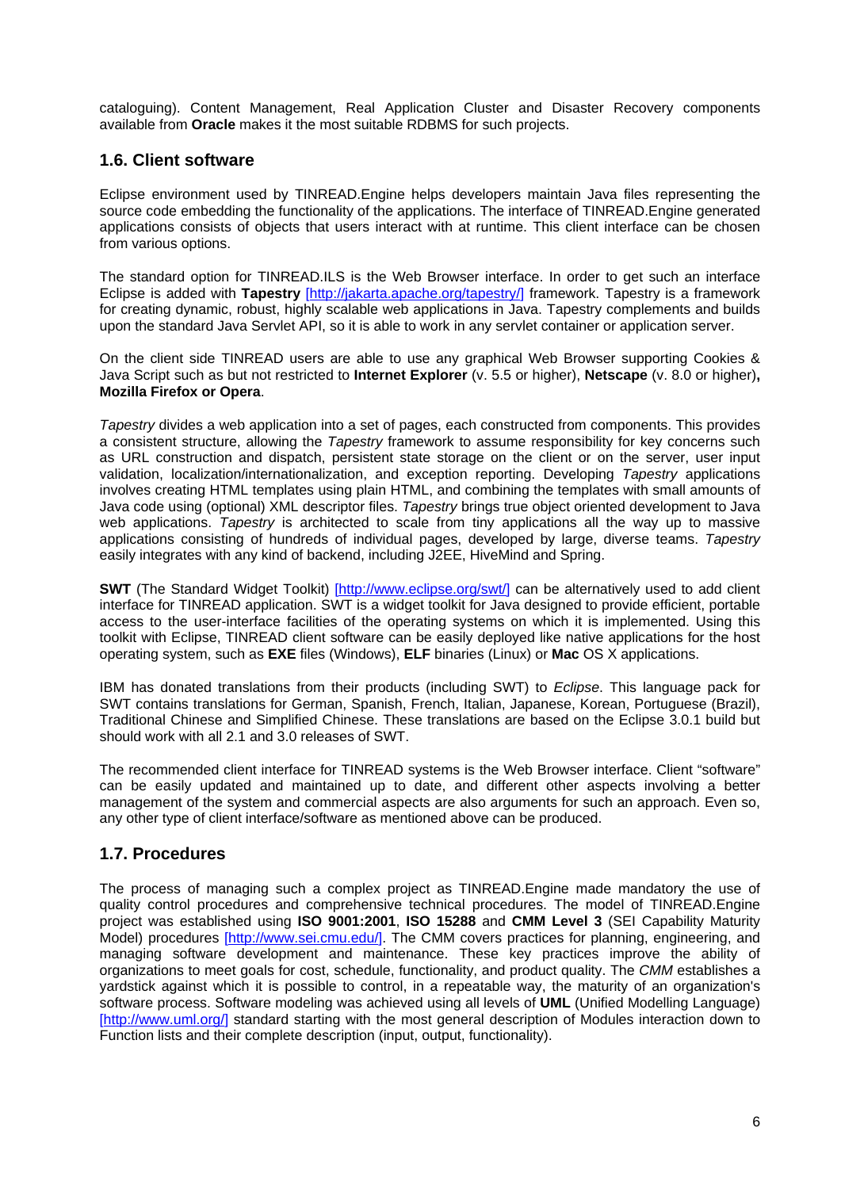cataloguing). Content Management, Real Application Cluster and Disaster Recovery components available from **Oracle** makes it the most suitable RDBMS for such projects.

## 1.6. Client software

Eclipse environment used by TINREAD.Engine helps developers maintain Java files representing the source code embedding the functionality of the applications. The interface of TINREAD.Engine generated applications consists of objects that users interact with at runtime. This client interface can be chosen from various options.

The standard option for TINREAD.ILS is the Web Browser interface. In order to get such an interface Eclipse is added with **Tapestry** [http://jakarta.apache.org/tapestry/] framework. Tapestry is a framework for creating dynamic, robust, highly scalable web applications in Java. Tapestry complements and builds upon the standard Java Servlet API, so it is able to work in any servlet container or application server.

On the client side TINREAD users are able to use any graphical Web Browser supporting Cookies & Java Script such as but not restricted to **Internet Explorer** (v. 5.5 or higher), **Netscape** (v. 8.0 or higher)**, Mozilla Firefox or Opera**.

*Tapestry* divides a web application into a set of pages, each constructed from components. This provides a consistent structure, allowing the *Tapestry* framework to assume responsibility for key concerns such as URL construction and dispatch, persistent state storage on the client or on the server, user input validation, localization/internationalization, and exception reporting. Developing *Tapestry* applications involves creating HTML templates using plain HTML, and combining the templates with small amounts of Java code using (optional) XML descriptor files. *Tapestry* brings true object oriented development to Java web applications. *Tapestry* is architected to scale from tiny applications all the way up to massive applications consisting of hundreds of individual pages, developed by large, diverse teams. *Tapestry* easily integrates with any kind of backend, including J2EE, HiveMind and Spring.

**SWT** (The Standard Widget Toolkit) [http://www.eclipse.org/swt/] can be alternatively used to add client interface for TINREAD application. SWT is a widget toolkit for Java designed to provide efficient, portable access to the user-interface facilities of the operating systems on which it is implemented. Using this toolkit with Eclipse, TINREAD client software can be easily deployed like native applications for the host operating system, such as **EXE** files (Windows), **ELF** binaries (Linux) or **Mac** OS X applications.

IBM has donated translations from their products (including SWT) to *Eclipse*. This language pack for SWT contains translations for German, Spanish, French, Italian, Japanese, Korean, Portuguese (Brazil), Traditional Chinese and Simplified Chinese. These translations are based on the Eclipse 3.0.1 build but should work with all 2.1 and 3.0 releases of SWT.

The recommended client interface for TINREAD systems is the Web Browser interface. Client "software" can be easily updated and maintained up to date, and different other aspects involving a better management of the system and commercial aspects are also arguments for such an approach. Even so, any other type of client interface/software as mentioned above can be produced.

## 1.7. Procedures

The process of managing such a complex project as TINREAD.Engine made mandatory the use of quality control procedures and comprehensive technical procedures. The model of TINREAD.Engine project was established using **ISO 9001:2001**, **ISO 15288** and **CMM Level 3** (SEI Capability Maturity Model) procedures [http://www.sei.cmu.edu/]. The CMM covers practices for planning, engineering, and managing software development and maintenance. These key practices improve the ability of organizations to meet goals for cost, schedule, functionality, and product quality. The *CMM* establishes a yardstick against which it is possible to control, in a repeatable way, the maturity of an organization's software process. Software modeling was achieved using all levels of **UML** (Unified Modelling Language) [http://www.uml.org/] standard starting with the most general description of Modules interaction down to Function lists and their complete description (input, output, functionality).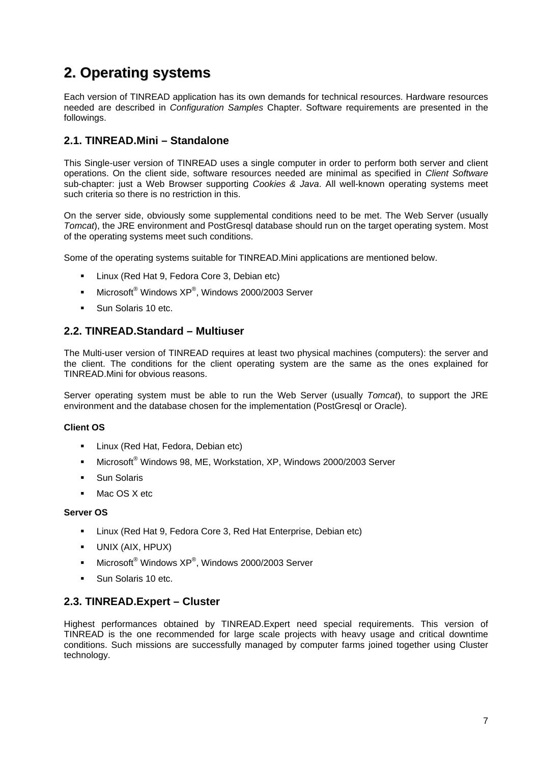# 2. Operating systems

Each version of TINREAD application has its own demands for technical resources. Hardware resources needed are described in *Configuration Samples* Chapter. Software requirements are presented in the followings.

## 2.1. TINREAD.Mini – Standalone

This Single-user version of TINREAD uses a single computer in order to perform both server and client operations. On the client side, software resources needed are minimal as specified in *Client Software* sub-chapter: just a Web Browser supporting *Cookies & Java*. All well-known operating systems meet such criteria so there is no restriction in this.

On the server side, obviously some supplemental conditions need to be met. The Web Server (usually *Tomcat*), the JRE environment and PostGresql database should run on the target operating system. Most of the operating systems meet such conditions.

Some of the operating systems suitable for TINREAD.Mini applications are mentioned below.

- Linux (Red Hat 9, Fedora Core 3, Debian etc)
- Microsoft® Windows XP®, Windows 2000/2003 Server
- Sun Solaris 10 etc.

## 2.2. TINREAD.Standard – Multiuser

The Multi-user version of TINREAD requires at least two physical machines (computers): the server and the client. The conditions for the client operating system are the same as the ones explained for TINREAD.Mini for obvious reasons.

Server operating system must be able to run the Web Server (usually *Tomcat*), to support the JRE environment and the database chosen for the implementation (PostGresql or Oracle).

**Client OS**

- Linux (Red Hat, Fedora, Debian etc)
- Microsoft® Windows 98, ME, Workstation, XP, Windows 2000/2003 Server
- Sun Solaris
- Mac OS X etc

**Server OS**

- Linux (Red Hat 9, Fedora Core 3, Red Hat Enterprise, Debian etc)
- UNIX (AIX, HPUX)
- Microsoft® Windows XP®, Windows 2000/2003 Server
- Sun Solaris 10 etc.

## 2.3. TINREAD.Expert – Cluster

Highest performances obtained by TINREAD.Expert need special requirements. This version of TINREAD is the one recommended for large scale projects with heavy usage and critical downtime conditions. Such missions are successfully managed by computer farms joined together using Cluster technology.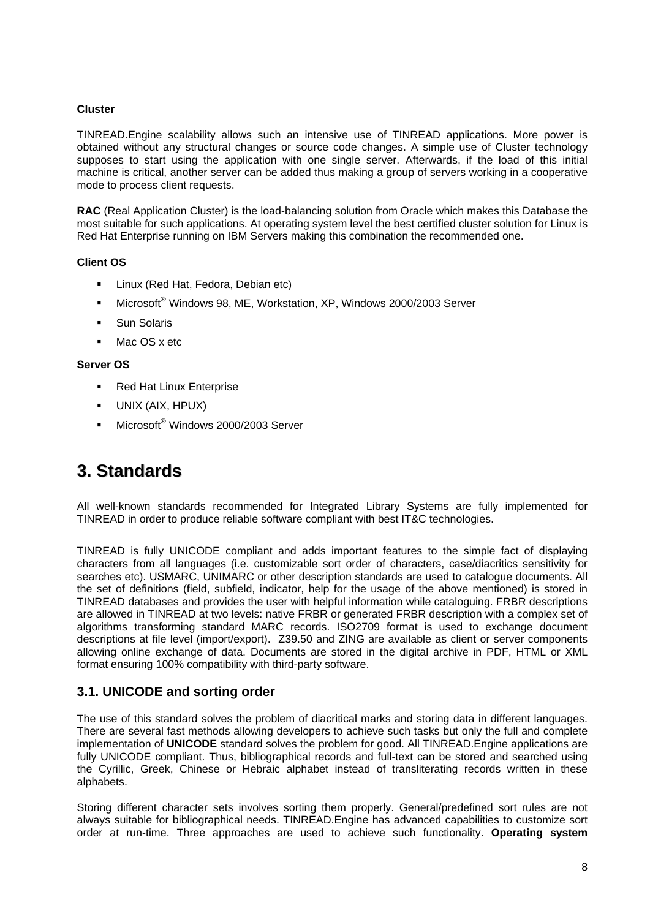**Cluster**

TINREAD.Engine scalability allows such an intensive use of TINREAD applications. More power is obtained without any structural changes or source code changes. A simple use of Cluster technology supposes to start using the application with one single server. Afterwards, if the load of this initial machine is critical, another server can be added thus making a group of servers working in a cooperative mode to process client requests.

**RAC** (Real Application Cluster) is the load-balancing solution from Oracle which makes this Database the most suitable for such applications. At operating system level the best certified cluster solution for Linux is Red Hat Enterprise running on IBM Servers making this combination the recommended one.

**Client OS**

- Linux (Red Hat, Fedora, Debian etc)
- Microsoft® Windows 98, ME, Workstation, XP, Windows 2000/2003 Server
- Sun Solaris
- Mac OS x etc

**Server OS**

- Red Hat Linux Enterprise
- UNIX (AIX, HPUX)
- Microsoft® Windows 2000/2003 Server

# 3. Standards

All well-known standards recommended for Integrated Library Systems are fully implemented for TINREAD in order to produce reliable software compliant with best IT&C technologies.

TINREAD is fully UNICODE compliant and adds important features to the simple fact of displaying characters from all languages (i.e. customizable sort order of characters, case/diacritics sensitivity for searches etc). USMARC, UNIMARC or other description standards are used to catalogue documents. All the set of definitions (field, subfield, indicator, help for the usage of the above mentioned) is stored in TINREAD databases and provides the user with helpful information while cataloguing. FRBR descriptions are allowed in TINREAD at two levels: native FRBR or generated FRBR description with a complex set of algorithms transforming standard MARC records. ISO2709 format is used to exchange document descriptions at file level (import/export). Z39.50 and ZING are available as client or server components allowing online exchange of data. Documents are stored in the digital archive in PDF, HTML or XML format ensuring 100% compatibility with third-party software.

## 3.1. UNICODE and sorting order

The use of this standard solves the problem of diacritical marks and storing data in different languages. There are several fast methods allowing developers to achieve such tasks but only the full and complete implementation of **UNICODE** standard solves the problem for good. All TINREAD.Engine applications are fully UNICODE compliant. Thus, bibliographical records and full-text can be stored and searched using the Cyrillic, Greek, Chinese or Hebraic alphabet instead of transliterating records written in these alphabets.

Storing different character sets involves sorting them properly. General/predefined sort rules are not always suitable for bibliographical needs. TINREAD.Engine has advanced capabilities to customize sort order at run-time. Three approaches are used to achieve such functionality. **Operating system**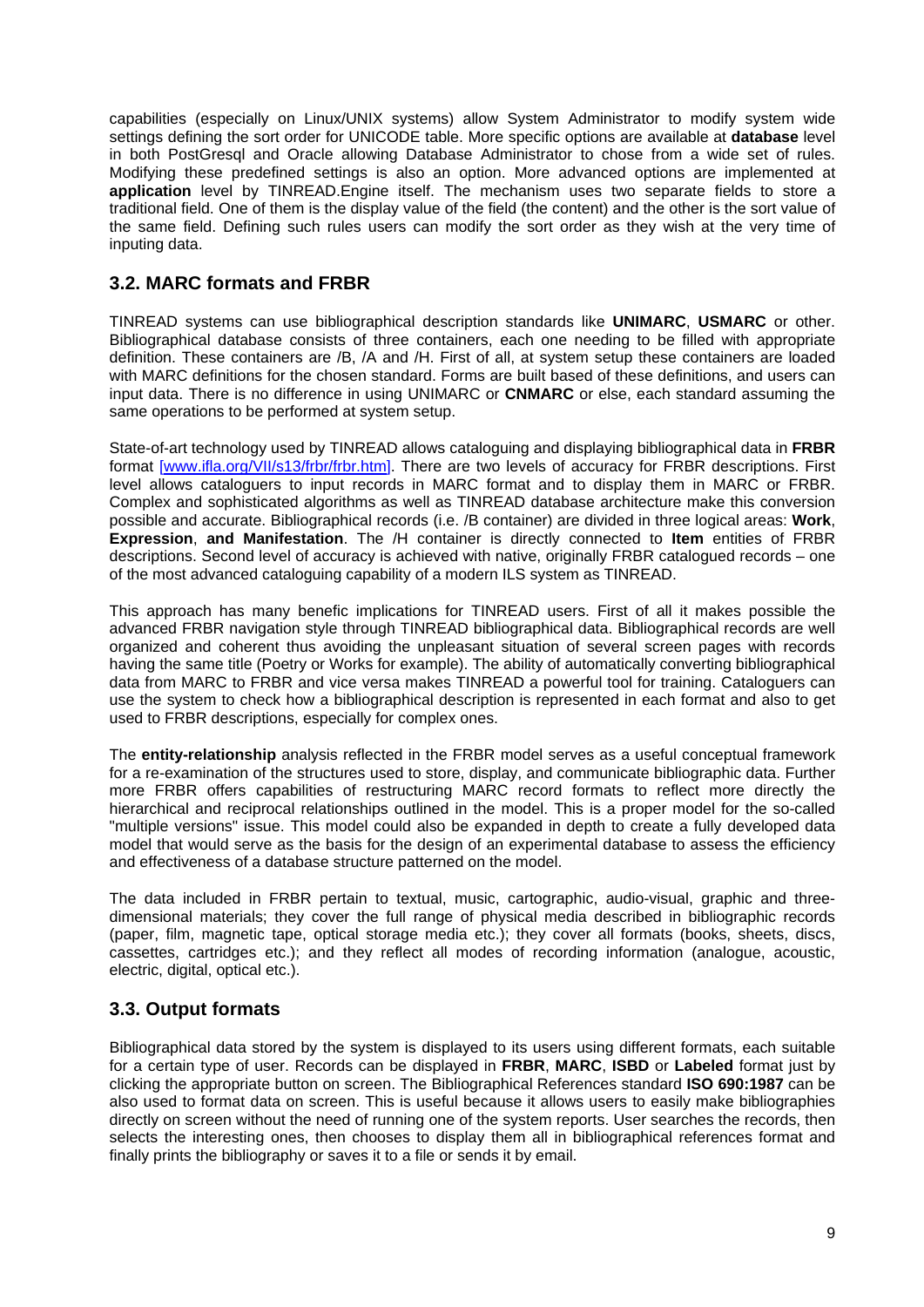capabilities (especially on Linux/UNIX systems) allow System Administrator to modify system wide settings defining the sort order for UNICODE table. More specific options are available at **database** level in both PostGresql and Oracle allowing Database Administrator to chose from a wide set of rules. Modifying these predefined settings is also an option. More advanced options are implemented at **application** level by TINREAD.Engine itself. The mechanism uses two separate fields to store a traditional field. One of them is the display value of the field (the content) and the other is the sort value of the same field. Defining such rules users can modify the sort order as they wish at the very time of inputing data.

## 3.2. MARC formats and FRBR

TINREAD systems can use bibliographical description standards like **UNIMARC**, **USMARC** or other. Bibliographical database consists of three containers, each one needing to be filled with appropriate definition. These containers are /B, /A and /H. First of all, at system setup these containers are loaded with MARC definitions for the chosen standard. Forms are built based of these definitions, and users can input data. There is no difference in using UNIMARC or **CNMARC** or else, each standard assuming the same operations to be performed at system setup.

State-of-art technology used by TINREAD allows cataloguing and displaying bibliographical data in **FRBR** format [www.ifla.org/VII/s13/frbr/frbr.htm]. There are two levels of accuracy for FRBR descriptions. First level allows cataloguers to input records in MARC format and to display them in MARC or FRBR. Complex and sophisticated algorithms as well as TINREAD database architecture make this conversion possible and accurate. Bibliographical records (i.e. /B container) are divided in three logical areas: **Work**, **Expression**, **and Manifestation**. The /H container is directly connected to **Item** entities of FRBR descriptions. Second level of accuracy is achieved with native, originally FRBR catalogued records – one of the most advanced cataloguing capability of a modern ILS system as TINREAD.

This approach has many benefic implications for TINREAD users. First of all it makes possible the advanced FRBR navigation style through TINREAD bibliographical data. Bibliographical records are well organized and coherent thus avoiding the unpleasant situation of several screen pages with records having the same title (Poetry or Works for example). The ability of automatically converting bibliographical data from MARC to FRBR and vice versa makes TINREAD a powerful tool for training. Cataloguers can use the system to check how a bibliographical description is represented in each format and also to get used to FRBR descriptions, especially for complex ones.

The **entity-relationship** analysis reflected in the FRBR model serves as a useful conceptual framework for a re-examination of the structures used to store, display, and communicate bibliographic data. Further more FRBR offers capabilities of restructuring MARC record formats to reflect more directly the hierarchical and reciprocal relationships outlined in the model. This is a proper model for the so-called "multiple versions" issue. This model could also be expanded in depth to create a fully developed data model that would serve as the basis for the design of an experimental database to assess the efficiency and effectiveness of a database structure patterned on the model.

The data included in FRBR pertain to textual, music, cartographic, audio-visual, graphic and three-dimensional materials; they cover the full range of physical media described in bibliographic records (paper, film, magnetic tape, optical storage media etc.); they cover all formats (books, sheets, discs, cassettes, cartridges etc.); and they reflect all modes of recording information (analogue, acoustic, electric, digital, optical etc.).

## 3.3. Output formats

Bibliographical data stored by the system is displayed to its users using different formats, each suitable for a certain type of user. Records can be displayed in **FRBR**, **MARC**, **ISBD** or **Labeled** format just by clicking the appropriate button on screen. The Bibliographical References standard **ISO 690:1987** can be also used to format data on screen. This is useful because it allows users to easily make bibliographies directly on screen without the need of running one of the system reports. User searches the records, then selects the interesting ones, then chooses to display them all in bibliographical references format and finally prints the bibliography or saves it to a file or sends it by email.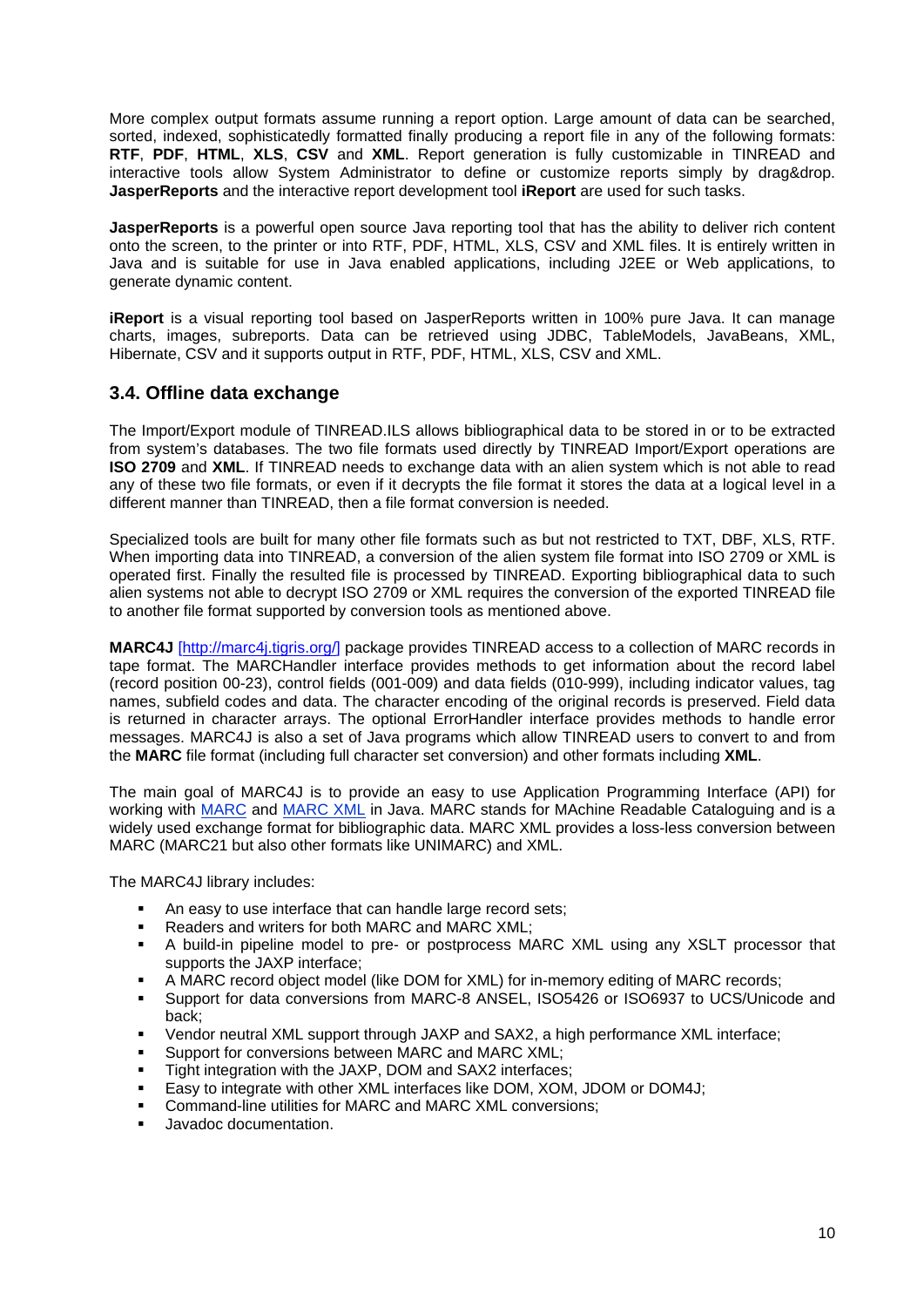More complex output formats assume running a report option. Large amount of data can be searched, sorted, indexed, sophisticatedly formatted finally producing a report file in any of the following formats: **RTF**, **PDF**, **HTML**, **XLS**, **CSV** and **XML**. Report generation is fully customizable in TINREAD and interactive tools allow System Administrator to define or customize reports simply by drag&drop. **JasperReports** and the interactive report development tool **iReport** are used for such tasks.

**JasperReports** is a powerful open source Java reporting tool that has the ability to deliver rich content onto the screen, to the printer or into RTF, PDF, HTML, XLS, CSV and XML files. It is entirely written in Java and is suitable for use in Java enabled applications, including J2EE or Web applications, to generate dynamic content.

**iReport** is a visual reporting tool based on JasperReports written in 100% pure Java. It can manage charts, images, subreports. Data can be retrieved using JDBC, TableModels, JavaBeans, XML, Hibernate, CSV and it supports output in RTF, PDF, HTML, XLS, CSV and XML.

### 3.4. Offline data exchange

The Import/Export module of TINREAD.ILS allows bibliographical data to be stored in or to be extracted from system's databases. The two file formats used directly by TINREAD Import/Export operations are **ISO 2709** and **XML**. If TINREAD needs to exchange data with an alien system which is not able to read any of these two file formats, or even if it decrypts the file format it stores the data at a logical level in a different manner than TINREAD, then a file format conversion is needed.

Specialized tools are built for many other file formats such as but not restricted to TXT, DBF, XLS, RTF. When importing data into TINREAD, a conversion of the alien system file format into ISO 2709 or XML is operated first. Finally the resulted file is processed by TINREAD. Exporting bibliographical data to such alien systems not able to decrypt ISO 2709 or XML requires the conversion of the exported TINREAD file to another file format supported by conversion tools as mentioned above.

**MARC4J** [http://marc4j.tigris.org/] package provides TINREAD access to a collection of MARC records in tape format. The MARCHandler interface provides methods to get information about the record label (record position 00-23), control fields (001-009) and data fields (010-999), including indicator values, tag names, subfield codes and data. The character encoding of the original records is preserved. Field data is returned in character arrays. The optional ErrorHandler interface provides methods to handle error messages. MARC4J is also a set of Java programs which allow TINREAD users to convert to and from the **MARC** file format (including full character set conversion) and other formats including **XML**.

The main goal of MARC4J is to provide an easy to use Application Programming Interface (API) for working with MARC and MARC XML in Java. MARC stands for MAchine Readable Cataloguing and is a widely used exchange format for bibliographic data. MARC XML provides a loss-less conversion between MARC (MARC21 but also other formats like UNIMARC) and XML.

The MARC4J library includes:

- An easy to use interface that can handle large record sets;
- Readers and writers for both MARC and MARC XML;
- A build-in pipeline model to pre- or postprocess MARC XML using any XSLT processor that supports the JAXP interface;
- A MARC record object model (like DOM for XML) for in-memory editing of MARC records;
- Support for data conversions from MARC-8 ANSEL, ISO5426 or ISO6937 to UCS/Unicode and back;
- Vendor neutral XML support through JAXP and SAX2, a high performance XML interface;
- Support for conversions between MARC and MARC XML;
- Tight integration with the JAXP, DOM and SAX2 interfaces;
- Easy to integrate with other XML interfaces like DOM, XOM, JDOM or DOM4J;
- Command-line utilities for MARC and MARC XML conversions;
- Javadoc documentation.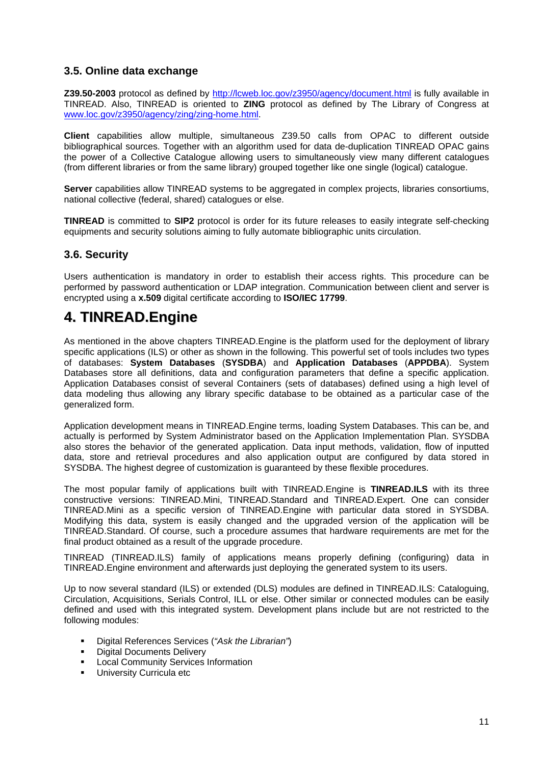### 3.5. Online data exchange

**Z39.50-2003** protocol as defined by http://lcweb.loc.gov/z3950/agency/document.html is fully available in TINREAD. Also, TINREAD is oriented to **ZING** protocol as defined by The Library of Congress at www.loc.gov/z3950/agency/zing/zing-home.html.

**Client** capabilities allow multiple, simultaneous Z39.50 calls from OPAC to different outside bibliographical sources. Together with an algorithm used for data de-duplication TINREAD OPAC gains the power of a Collective Catalogue allowing users to simultaneously view many different catalogues (from different libraries or from the same library) grouped together like one single (logical) catalogue.

**Server** capabilities allow TINREAD systems to be aggregated in complex projects, libraries consortiums, national collective (federal, shared) catalogues or else.

**TINREAD** is committed to **SIP2** protocol is order for its future releases to easily integrate self-checking equipments and security solutions aiming to fully automate bibliographic units circulation.

### 3.6. Security

Users authentication is mandatory in order to establish their access rights. This procedure can be performed by password authentication or LDAP integration. Communication between client and server is encrypted using a **x.509** digital certificate according to **ISO/IEC 17799**.

# 4. TINREAD.Engine

As mentioned in the above chapters TINREAD.Engine is the platform used for the deployment of library specific applications (ILS) or other as shown in the following. This powerful set of tools includes two types of databases: **System Databases** (**SYSDBA**) and **Application Databases** (**APPDBA**). System Databases store all definitions, data and configuration parameters that define a specific application. Application Databases consist of several Containers (sets of databases) defined using a high level of data modeling thus allowing any library specific database to be obtained as a particular case of the generalized form.

Application development means in TINREAD.Engine terms, loading System Databases. This can be, and actually is performed by System Administrator based on the Application Implementation Plan. SYSDBA also stores the behavior of the generated application. Data input methods, validation, flow of inputted data, store and retrieval procedures and also application output are configured by data stored in SYSDBA. The highest degree of customization is guaranteed by these flexible procedures.

The most popular family of applications built with TINREAD.Engine is **TINREAD.ILS** with its three constructive versions: TINREAD.Mini, TINREAD.Standard and TINREAD.Expert. One can consider TINREAD.Mini as a specific version of TINREAD.Engine with particular data stored in SYSDBA. Modifying this data, system is easily changed and the upgraded version of the application will be TINREAD.Standard. Of course, such a procedure assumes that hardware requirements are met for the final product obtained as a result of the upgrade procedure.

TINREAD (TINREAD.ILS) family of applications means properly defining (configuring) data in TINREAD.Engine environment and afterwards just deploying the generated system to its users.

Up to now several standard (ILS) or extended (DLS) modules are defined in TINREAD.ILS: Cataloguing, Circulation, Acquisitions, Serials Control, ILL or else. Other similar or connected modules can be easily defined and used with this integrated system. Development plans include but are not restricted to the following modules:

- Digital References Services (*"Ask the Librarian"*)
- Digital Documents Delivery
- Local Community Services Information
- University Curricula etc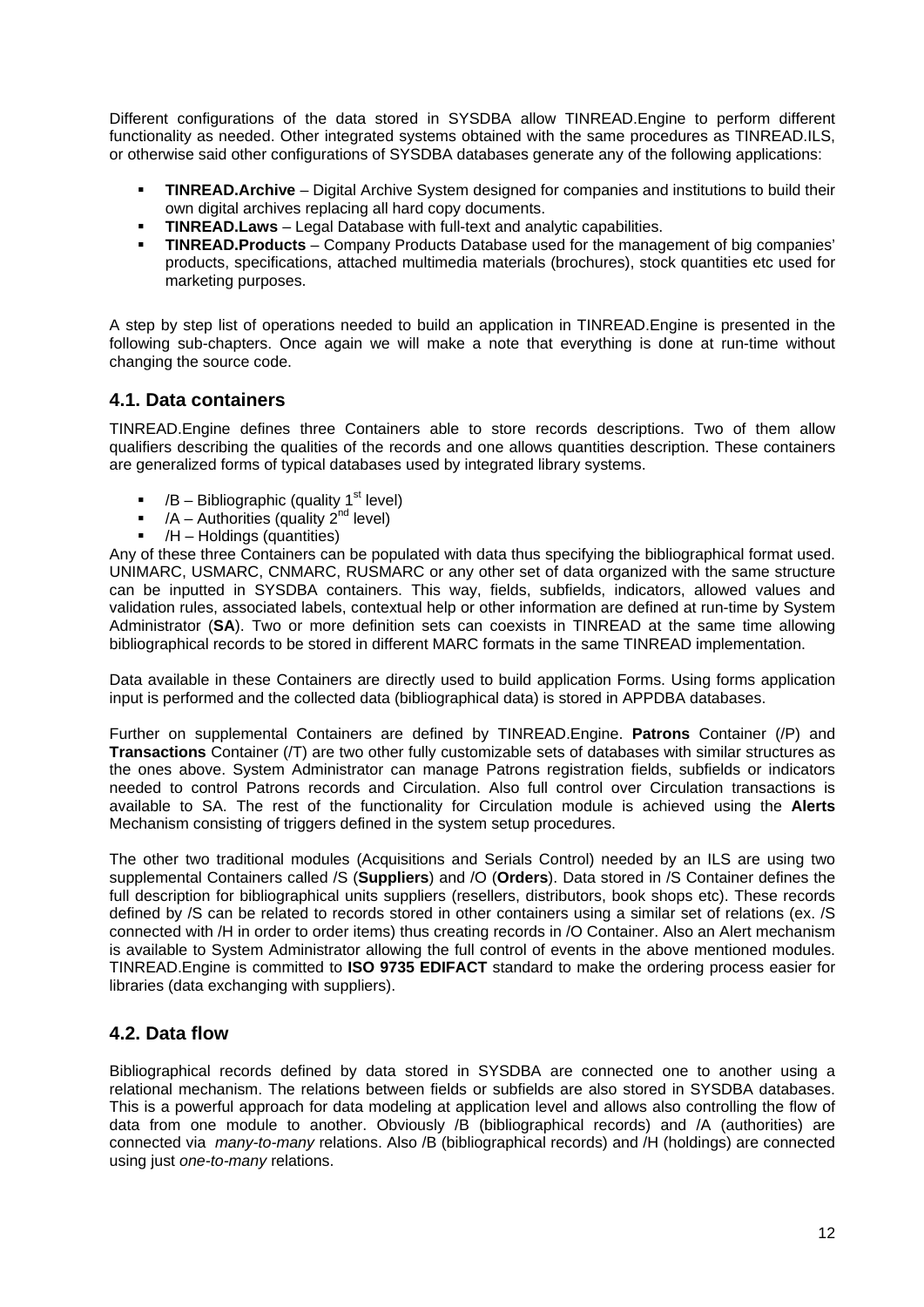Different configurations of the data stored in SYSDBA allow TINREAD.Engine to perform different functionality as needed. Other integrated systems obtained with the same procedures as TINREAD.ILS, or otherwise said other configurations of SYSDBA databases generate any of the following applications:

- **TINREAD.Archive** – Digital Archive System designed for companies and institutions to build their own digital archives replacing all hard copy documents.
- **TINREAD.Laws** – Legal Database with full-text and analytic capabilities.
- **TINREAD.Products** – Company Products Database used for the management of big companies' products, specifications, attached multimedia materials (brochures), stock quantities etc used for marketing purposes.

A step by step list of operations needed to build an application in TINREAD.Engine is presented in the following sub-chapters. Once again we will make a note that everything is done at run-time without changing the source code.

## 4.1. Data containers

TINREAD.Engine defines three Containers able to store records descriptions. Two of them allow qualifiers describing the qualities of the records and one allows quantities description. These containers are generalized forms of typical databases used by integrated library systems.

- /B – Bibliographic (quality 1st level)
- /A – Authorities (quality 2nd level)
- /H – Holdings (quantities)

Any of these three Containers can be populated with data thus specifying the bibliographical format used. UNIMARC, USMARC, CNMARC, RUSMARC or any other set of data organized with the same structure can be inputted in SYSDBA containers. This way, fields, subfields, indicators, allowed values and validation rules, associated labels, contextual help or other information are defined at run-time by System Administrator (**SA**). Two or more definition sets can coexists in TINREAD at the same time allowing bibliographical records to be stored in different MARC formats in the same TINREAD implementation.

Data available in these Containers are directly used to build application Forms. Using forms application input is performed and the collected data (bibliographical data) is stored in APPDBA databases.

Further on supplemental Containers are defined by TINREAD.Engine. **Patrons** Container (/P) and **Transactions** Container (/T) are two other fully customizable sets of databases with similar structures as the ones above. System Administrator can manage Patrons registration fields, subfields or indicators needed to control Patrons records and Circulation. Also full control over Circulation transactions is available to SA. The rest of the functionality for Circulation module is achieved using the **Alerts** Mechanism consisting of triggers defined in the system setup procedures.

The other two traditional modules (Acquisitions and Serials Control) needed by an ILS are using two supplemental Containers called /S (**Suppliers**) and /O (**Orders**). Data stored in /S Container defines the full description for bibliographical units suppliers (resellers, distributors, book shops etc). These records defined by /S can be related to records stored in other containers using a similar set of relations (ex. /S connected with /H in order to order items) thus creating records in /O Container. Also an Alert mechanism is available to System Administrator allowing the full control of events in the above mentioned modules. TINREAD.Engine is committed to **ISO 9735 EDIFACT** standard to make the ordering process easier for libraries (data exchanging with suppliers).

## 4.2. Data flow

Bibliographical records defined by data stored in SYSDBA are connected one to another using a relational mechanism. The relations between fields or subfields are also stored in SYSDBA databases. This is a powerful approach for data modeling at application level and allows also controlling the flow of data from one module to another. Obviously /B (bibliographical records) and /A (authorities) are connected via *many-to-many* relations. Also /B (bibliographical records) and /H (holdings) are connected using just *one-to-many* relations.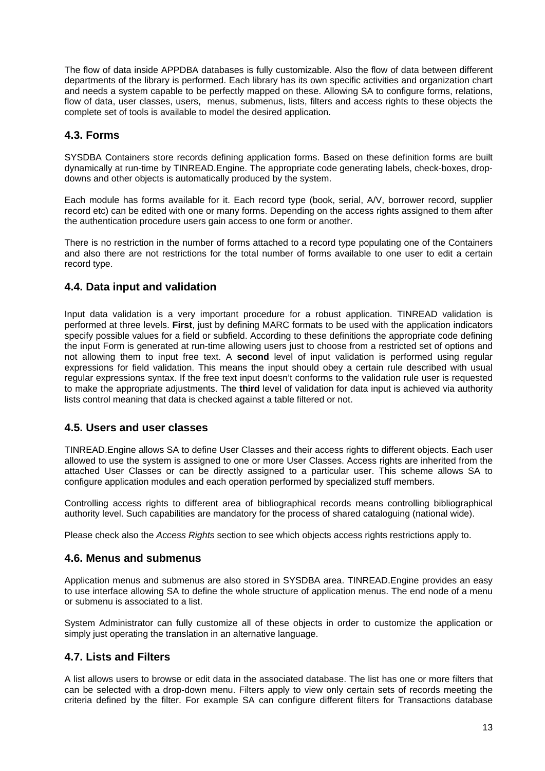The flow of data inside APPDBA databases is fully customizable. Also the flow of data between different departments of the library is performed. Each library has its own specific activities and organization chart and needs a system capable to be perfectly mapped on these. Allowing SA to configure forms, relations, flow of data, user classes, users, menus, submenus, lists, filters and access rights to these objects the complete set of tools is available to model the desired application.

## 4.3. Forms

SYSDBA Containers store records defining application forms. Based on these definition forms are built dynamically at run-time by TINREAD.Engine. The appropriate code generating labels, check-boxes, drop-downs and other objects is automatically produced by the system.

Each module has forms available for it. Each record type (book, serial, A/V, borrower record, supplier record etc) can be edited with one or many forms. Depending on the access rights assigned to them after the authentication procedure users gain access to one form or another.

There is no restriction in the number of forms attached to a record type populating one of the Containers and also there are not restrictions for the total number of forms available to one user to edit a certain record type.

## 4.4. Data input and validation

Input data validation is a very important procedure for a robust application. TINREAD validation is performed at three levels. **First**, just by defining MARC formats to be used with the application indicators specify possible values for a field or subfield. According to these definitions the appropriate code defining the input Form is generated at run-time allowing users just to choose from a restricted set of options and not allowing them to input free text. A **second** level of input validation is performed using regular expressions for field validation. This means the input should obey a certain rule described with usual regular expressions syntax. If the free text input doesn't conforms to the validation rule user is requested to make the appropriate adjustments. The **third** level of validation for data input is achieved via authority lists control meaning that data is checked against a table filtered or not.

## 4.5. Users and user classes

TINREAD.Engine allows SA to define User Classes and their access rights to different objects. Each user allowed to use the system is assigned to one or more User Classes. Access rights are inherited from the attached User Classes or can be directly assigned to a particular user. This scheme allows SA to configure application modules and each operation performed by specialized stuff members.

Controlling access rights to different area of bibliographical records means controlling bibliographical authority level. Such capabilities are mandatory for the process of shared cataloguing (national wide).

Please check also the *Access Rights* section to see which objects access rights restrictions apply to.

## 4.6. Menus and submenus

Application menus and submenus are also stored in SYSDBA area. TINREAD.Engine provides an easy to use interface allowing SA to define the whole structure of application menus. The end node of a menu or submenu is associated to a list.

System Administrator can fully customize all of these objects in order to customize the application or simply just operating the translation in an alternative language.

## 4.7. Lists and Filters

A list allows users to browse or edit data in the associated database. The list has one or more filters that can be selected with a drop-down menu. Filters apply to view only certain sets of records meeting the criteria defined by the filter. For example SA can configure different filters for Transactions database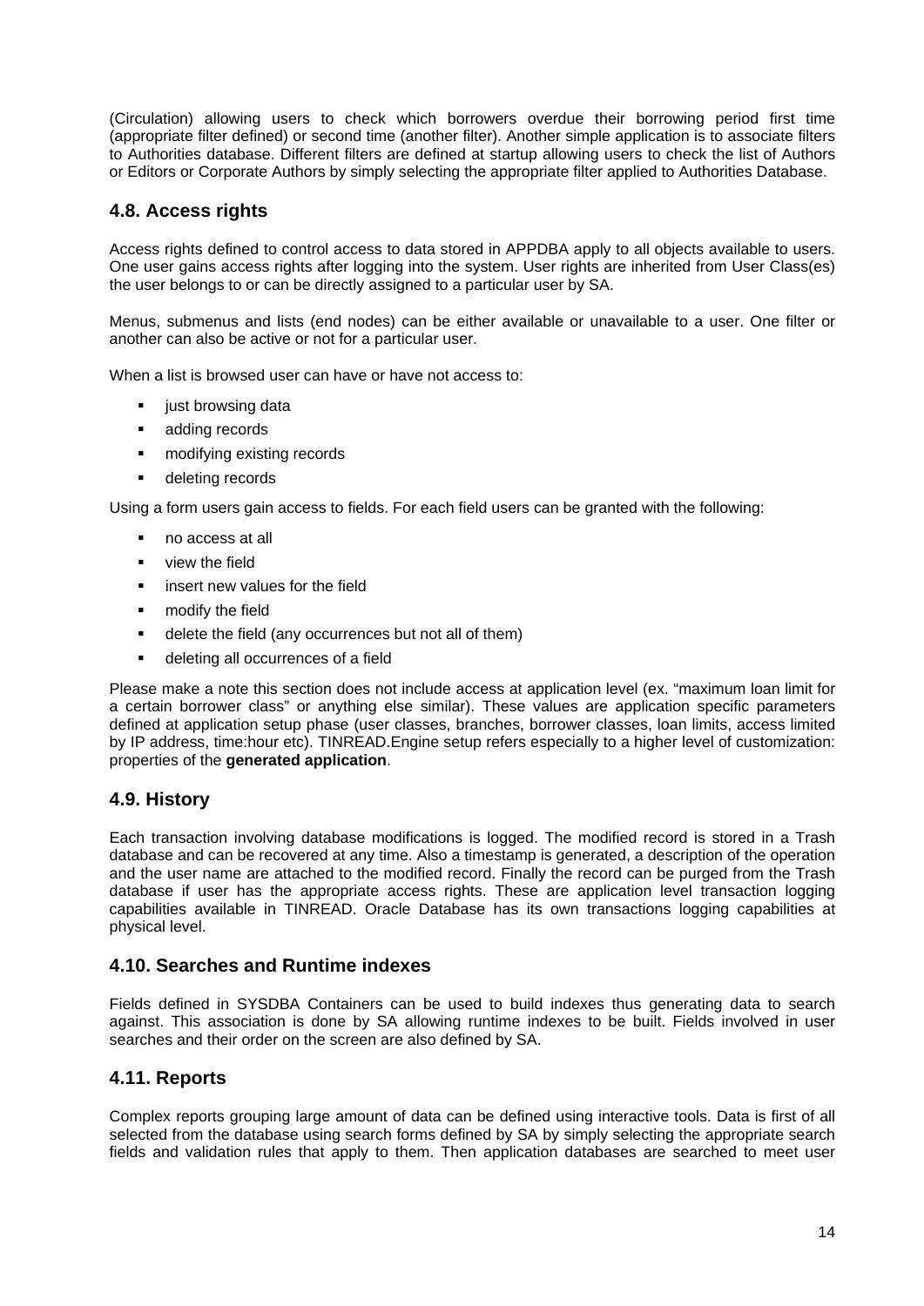(Circulation) allowing users to check which borrowers overdue their borrowing period first time (appropriate filter defined) or second time (another filter). Another simple application is to associate filters to Authorities database. Different filters are defined at startup allowing users to check the list of Authors or Editors or Corporate Authors by simply selecting the appropriate filter applied to Authorities Database.

## 4.8. Access rights

Access rights defined to control access to data stored in APPDBA apply to all objects available to users. One user gains access rights after logging into the system. User rights are inherited from User Class(es) the user belongs to or can be directly assigned to a particular user by SA.

Menus, submenus and lists (end nodes) can be either available or unavailable to a user. One filter or another can also be active or not for a particular user.

When a list is browsed user can have or have not access to:

- just browsing data
- adding records
- modifying existing records
- deleting records

Using a form users gain access to fields. For each field users can be granted with the following:

- no access at all
- view the field
- insert new values for the field
- modify the field
- delete the field (any occurrences but not all of them)
- deleting all occurrences of a field

Please make a note this section does not include access at application level (ex. “maximum loan limit for a certain borrower class” or anything else similar). These values are application specific parameters defined at application setup phase (user classes, branches, borrower classes, loan limits, access limited by IP address, time:hour etc). TINREAD.Engine setup refers especially to a higher level of customization: properties of the **generated application**.

## 4.9. History

Each transaction involving database modifications is logged. The modified record is stored in a Trash database and can be recovered at any time. Also a timestamp is generated, a description of the operation and the user name are attached to the modified record. Finally the record can be purged from the Trash database if user has the appropriate access rights. These are application level transaction logging capabilities available in TINREAD. Oracle Database has its own transactions logging capabilities at physical level.

## 4.10. Searches and Runtime indexes

Fields defined in SYSDBA Containers can be used to build indexes thus generating data to search against. This association is done by SA allowing runtime indexes to be built. Fields involved in user searches and their order on the screen are also defined by SA.

## 4.11. Reports

Complex reports grouping large amount of data can be defined using interactive tools. Data is first of all selected from the database using search forms defined by SA by simply selecting the appropriate search fields and validation rules that apply to them. Then application databases are searched to meet user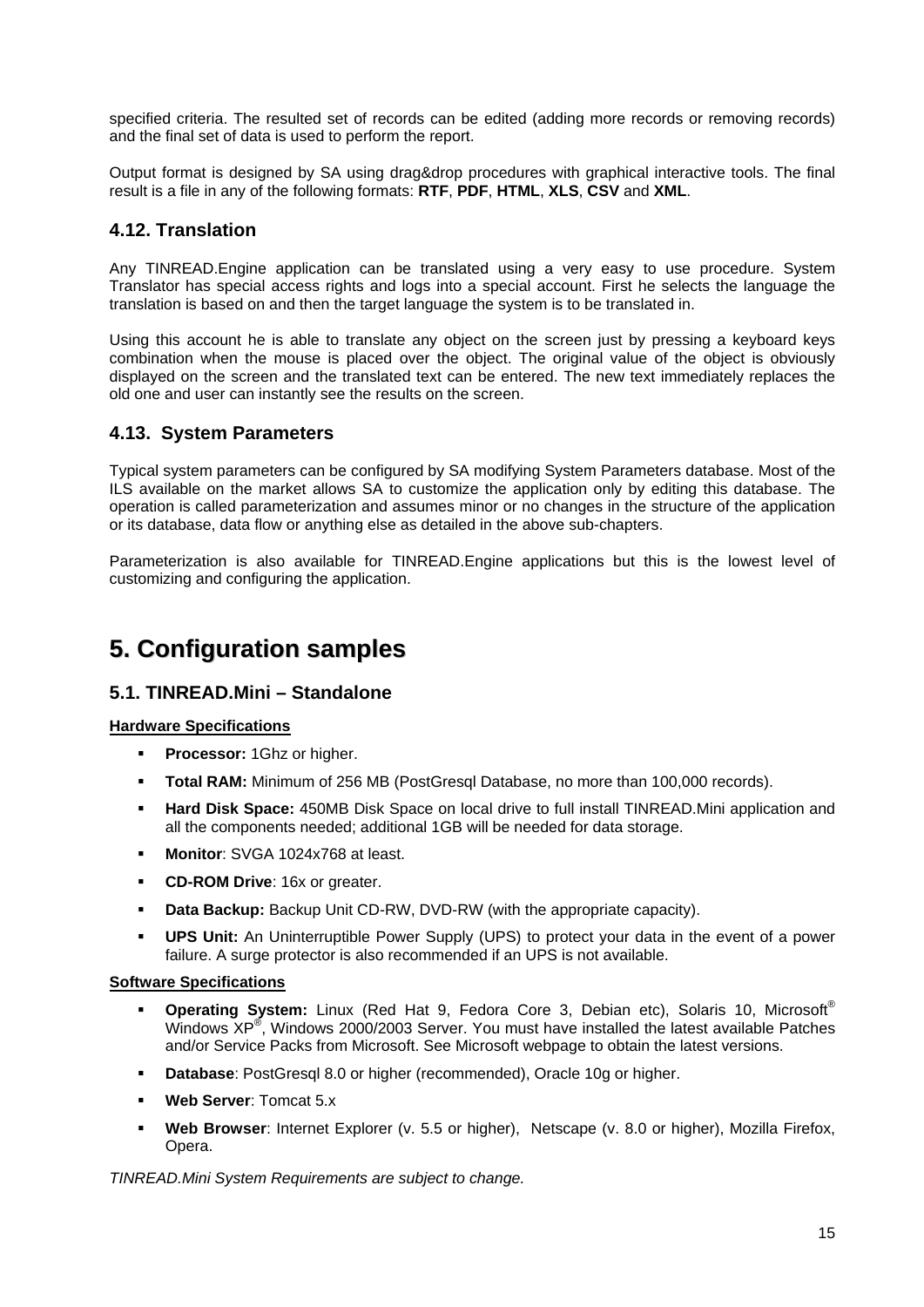specified criteria. The resulted set of records can be edited (adding more records or removing records) and the final set of data is used to perform the report.

Output format is designed by SA using drag&drop procedures with graphical interactive tools. The final result is a file in any of the following formats: **RTF**, **PDF**, **HTML**, **XLS**, **CSV** and **XML**.

### 4.12. Translation

Any TINREAD.Engine application can be translated using a very easy to use procedure. System Translator has special access rights and logs into a special account. First he selects the language the translation is based on and then the target language the system is to be translated in.

Using this account he is able to translate any object on the screen just by pressing a keyboard keys combination when the mouse is placed over the object. The original value of the object is obviously displayed on the screen and the translated text can be entered. The new text immediately replaces the old one and user can instantly see the results on the screen.

### 4.13. System Parameters

Typical system parameters can be configured by SA modifying System Parameters database. Most of the ILS available on the market allows SA to customize the application only by editing this database. The operation is called parameterization and assumes minor or no changes in the structure of the application or its database, data flow or anything else as detailed in the above sub-chapters.

Parameterization is also available for TINREAD.Engine applications but this is the lowest level of customizing and configuring the application.

## 5. Configuration samples

### 5.1. TINREAD.Mini – Standalone

**Hardware Specifications**

- **Processor:** 1Ghz or higher.
- **Total RAM:** Minimum of 256 MB (PostGresql Database, no more than 100,000 records).
- **Hard Disk Space:** 450MB Disk Space on local drive to full install TINREAD.Mini application and all the components needed; additional 1GB will be needed for data storage.
- **Monitor**: SVGA 1024x768 at least.
- **CD-ROM Drive**: 16x or greater.
- **Data Backup:** Backup Unit CD-RW, DVD-RW (with the appropriate capacity).
- **UPS Unit:** An Uninterruptible Power Supply (UPS) to protect your data in the event of a power failure. A surge protector is also recommended if an UPS is not available.

**Software Specifications**

- **Operating System:** Linux (Red Hat 9, Fedora Core 3, Debian etc), Solaris 10, Microsoft® Windows XP®, Windows 2000/2003 Server. You must have installed the latest available Patches and/or Service Packs from Microsoft. See Microsoft webpage to obtain the latest versions.
- **Database**: PostGresql 8.0 or higher (recommended), Oracle 10g or higher.
- **Web Server**: Tomcat 5.x
- **Web Browser**: Internet Explorer (v. 5.5 or higher), Netscape (v. 8.0 or higher), Mozilla Firefox, Opera.

*TINREAD.Mini System Requirements are subject to change.*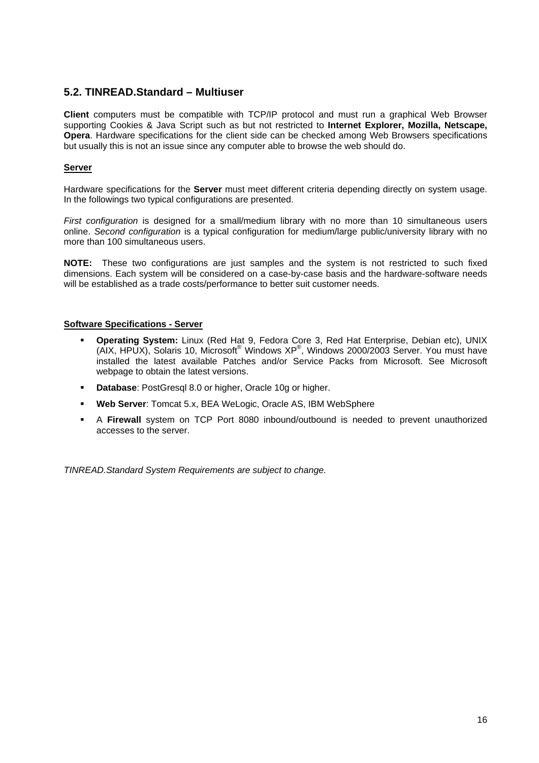## 5.2. TINREAD.Standard – Multiuser

**Client** computers must be compatible with TCP/IP protocol and must run a graphical Web Browser supporting Cookies & Java Script such as but not restricted to **Internet Explorer, Mozilla, Netscape, Opera**. Hardware specifications for the client side can be checked among Web Browsers specifications but usually this is not an issue since any computer able to browse the web should do.

**Server**

Hardware specifications for the **Server** must meet different criteria depending directly on system usage. In the followings two typical configurations are presented.

*First configuration* is designed for a small/medium library with no more than 10 simultaneous users online. *Second configuration* is a typical configuration for medium/large public/university library with no more than 100 simultaneous users.

**NOTE:** These two configurations are just samples and the system is not restricted to such fixed dimensions. Each system will be considered on a case-by-case basis and the hardware-software needs will be established as a trade costs/performance to better suit customer needs.

**Software Specifications - Server**

- **Operating System:** Linux (Red Hat 9, Fedora Core 3, Red Hat Enterprise, Debian etc), UNIX (AIX, HPUX), Solaris 10, Microsoft® Windows XP®, Windows 2000/2003 Server. You must have installed the latest available Patches and/or Service Packs from Microsoft. See Microsoft webpage to obtain the latest versions.
- **Database**: PostGresql 8.0 or higher, Oracle 10g or higher.
- **Web Server**: Tomcat 5.x, BEA WeLogic, Oracle AS, IBM WebSphere
- A **Firewall** system on TCP Port 8080 inbound/outbound is needed to prevent unauthorized accesses to the server.

*TINREAD.Standard System Requirements are subject to change.*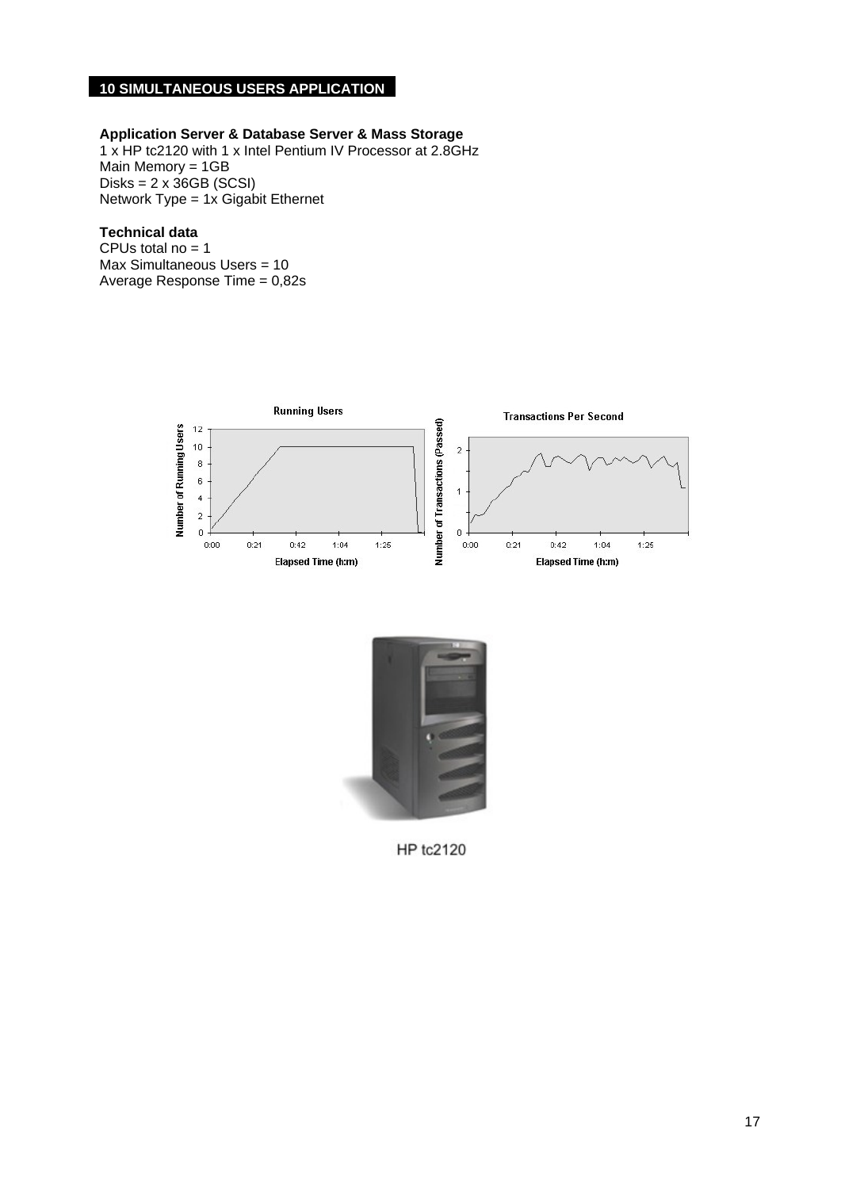## 10 SIMULTANEOUS USERS APPLICATION

**Application Server & Database Server & Mass Storage**
1 x HP tc2120 with 1 x Intel Pentium IV Processor at 2.8GHz
Main Memory = 1GB
Disks = 2 x 36GB (SCSI)
Network Type = 1x Gigabit Ethernet

**Technical data**
CPUs total no = 1
Max Simultaneous Users = 10
Average Response Time = 0,82s

HP tc2120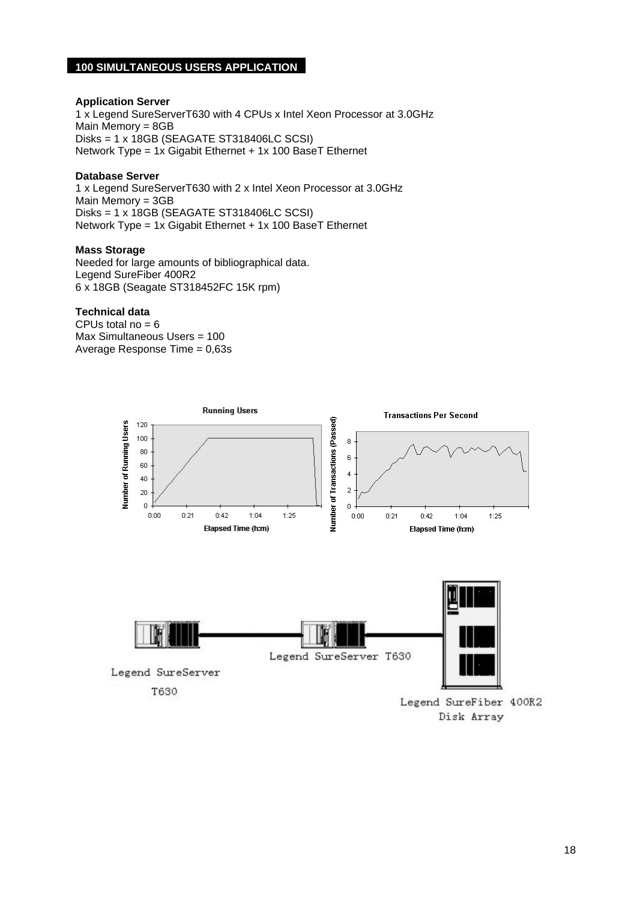## 100 SIMULTANEOUS USERS APPLICATION

**Application Server**
1 x Legend SureServerT630 with 4 CPUs x Intel Xeon Processor at 3.0GHz
Main Memory = 8GB
Disks = 1 x 18GB (SEAGATE ST318406LC SCSI)
Network Type = 1x Gigabit Ethernet + 1x 100 BaseT Ethernet

**Database Server**
1 x Legend SureServerT630 with 2 x Intel Xeon Processor at 3.0GHz
Main Memory = 3GB
Disks = 1 x 18GB (SEAGATE ST318406LC SCSI)
Network Type = 1x Gigabit Ethernet + 1x 100 BaseT Ethernet

**Mass Storage**
Needed for large amounts of bibliographical data.
Legend SureFiber 400R2
6 x 18GB (Seagate ST318452FC 15K rpm)

**Technical data**
CPUs total no = 6
Max Simultaneous Users = 100
Average Response Time = 0,63s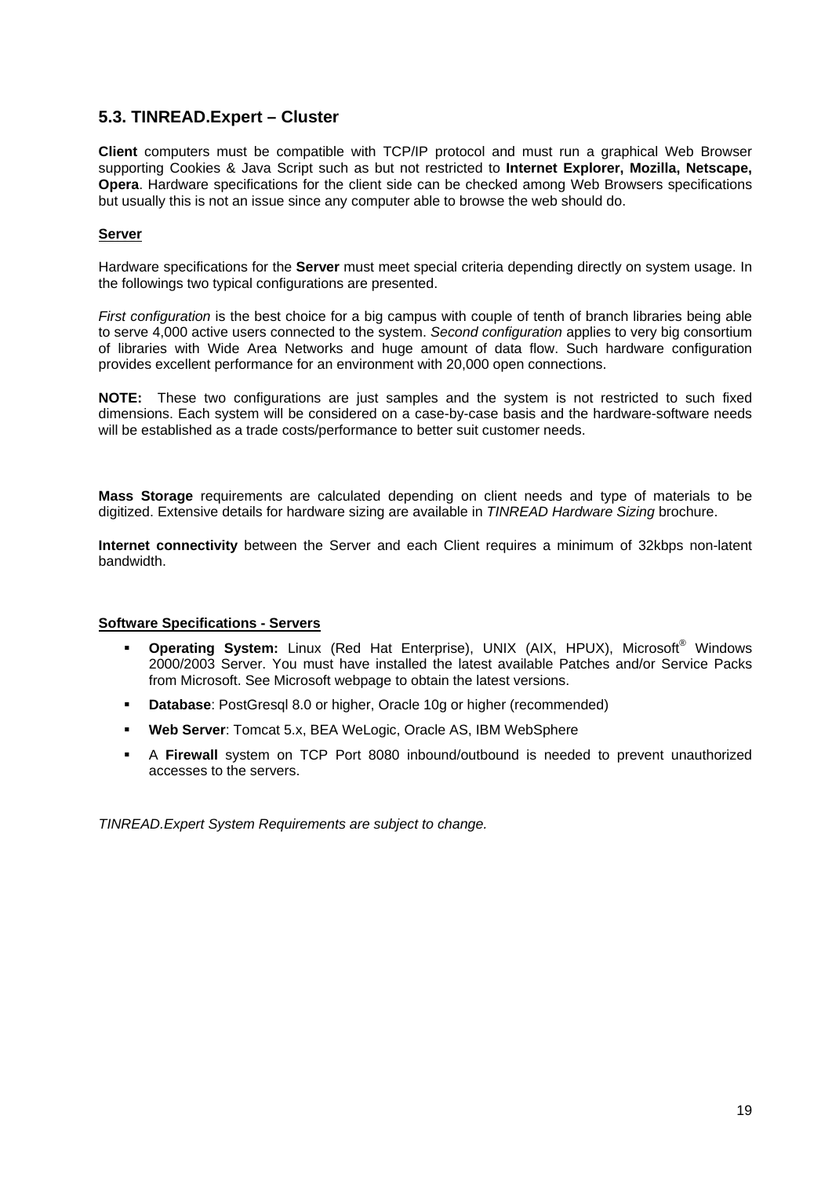## 5.3. TINREAD.Expert – Cluster

**Client** computers must be compatible with TCP/IP protocol and must run a graphical Web Browser supporting Cookies & Java Script such as but not restricted to **Internet Explorer, Mozilla, Netscape, Opera**. Hardware specifications for the client side can be checked among Web Browsers specifications but usually this is not an issue since any computer able to browse the web should do.

**Server**

Hardware specifications for the **Server** must meet special criteria depending directly on system usage. In the followings two typical configurations are presented.

*First configuration* is the best choice for a big campus with couple of tenth of branch libraries being able to serve 4,000 active users connected to the system. *Second configuration* applies to very big consortium of libraries with Wide Area Networks and huge amount of data flow. Such hardware configuration provides excellent performance for an environment with 20,000 open connections.

**NOTE:** These two configurations are just samples and the system is not restricted to such fixed dimensions. Each system will be considered on a case-by-case basis and the hardware-software needs will be established as a trade costs/performance to better suit customer needs.

**Mass Storage** requirements are calculated depending on client needs and type of materials to be digitized. Extensive details for hardware sizing are available in *TINREAD Hardware Sizing* brochure.

**Internet connectivity** between the Server and each Client requires a minimum of 32kbps non-latent bandwidth.

**Software Specifications - Servers**

- **Operating System:** Linux (Red Hat Enterprise), UNIX (AIX, HPUX), Microsoft® Windows 2000/2003 Server. You must have installed the latest available Patches and/or Service Packs from Microsoft. See Microsoft webpage to obtain the latest versions.
- **Database**: PostGresql 8.0 or higher, Oracle 10g or higher (recommended)
- **Web Server**: Tomcat 5.x, BEA WeLogic, Oracle AS, IBM WebSphere
- A **Firewall** system on TCP Port 8080 inbound/outbound is needed to prevent unauthorized accesses to the servers.

*TINREAD.Expert System Requirements are subject to change.*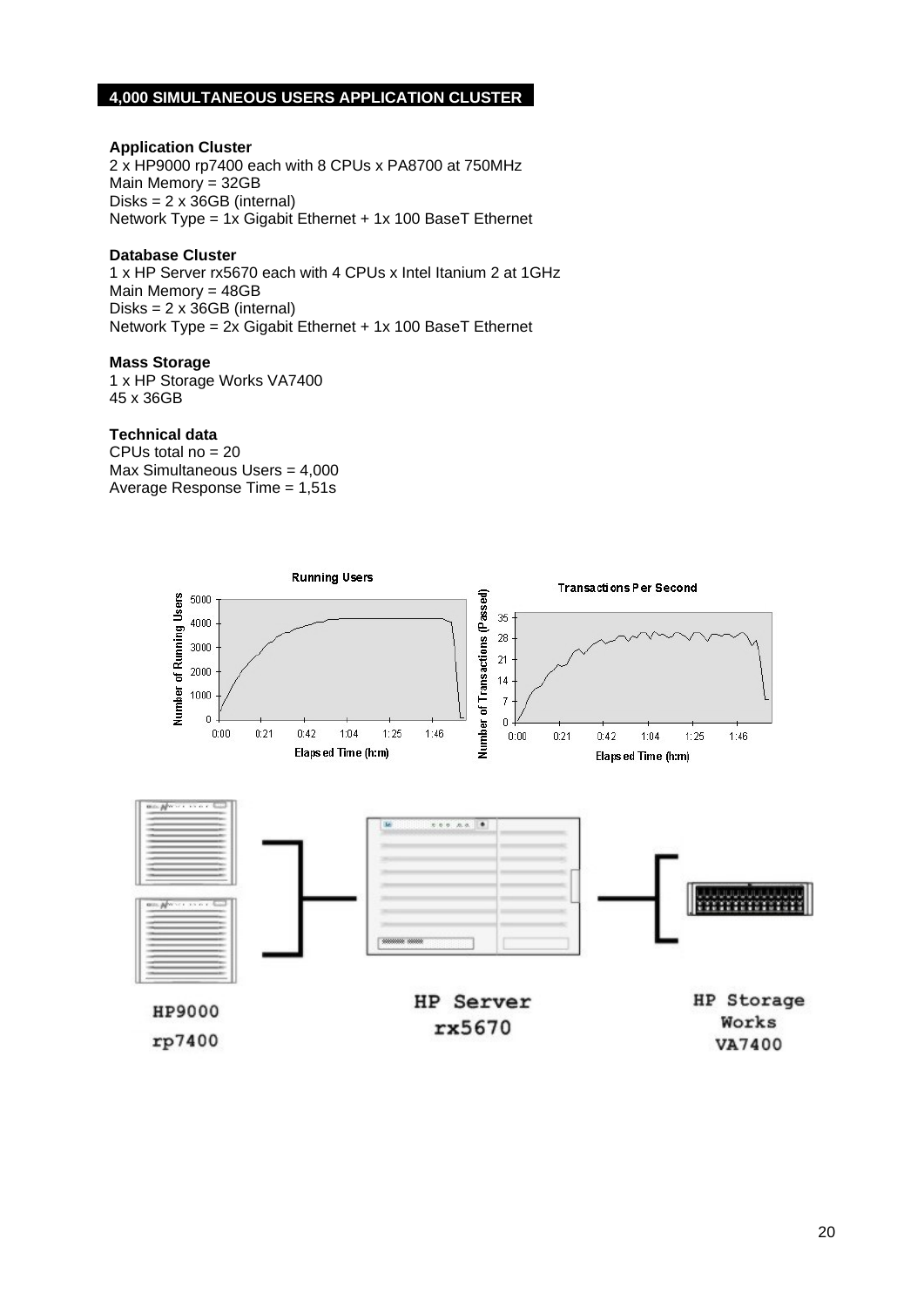## 4,000 SIMULTANEOUS USERS APPLICATION CLUSTER

**Application Cluster**
2 x HP9000 rp7400 each with 8 CPUs x PA8700 at 750MHz
Main Memory = 32GB
Disks = 2 x 36GB (internal)
Network Type = 1x Gigabit Ethernet + 1x 100 BaseT Ethernet

**Database Cluster**
1 x HP Server rx5670 each with 4 CPUs x Intel Itanium 2 at 1GHz
Main Memory = 48GB
Disks = 2 x 36GB (internal)
Network Type = 2x Gigabit Ethernet + 1x 100 BaseT Ethernet

**Mass Storage**
1 x HP Storage Works VA7400
45 x 36GB

**Technical data**
CPUs total no = 20
Max Simultaneous Users = 4,000
Average Response Time = 1,51s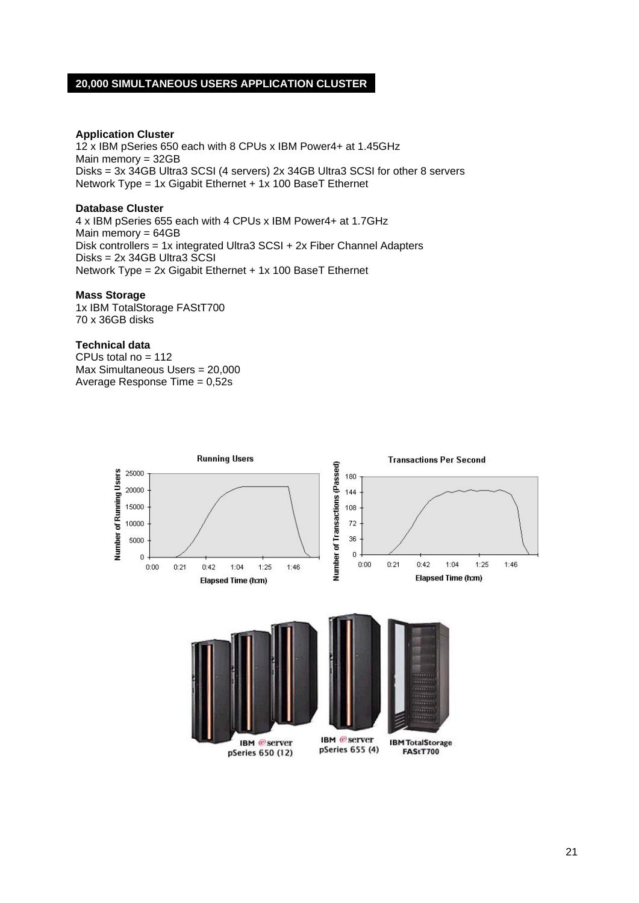## 20,000 SIMULTANEOUS USERS APPLICATION CLUSTER

**Application Cluster**
12 x IBM pSeries 650 each with 8 CPUs x IBM Power4+ at 1.45GHz
Main memory = 32GB
Disks = 3x 34GB Ultra3 SCSI (4 servers) 2x 34GB Ultra3 SCSI for other 8 servers
Network Type = 1x Gigabit Ethernet + 1x 100 BaseT Ethernet

**Database Cluster**
4 x IBM pSeries 655 each with 4 CPUs x IBM Power4+ at 1.7GHz
Main memory = 64GB
Disk controllers = 1x integrated Ultra3 SCSI + 2x Fiber Channel Adapters
Disks = 2x 34GB Ultra3 SCSI
Network Type = 2x Gigabit Ethernet + 1x 100 BaseT Ethernet

**Mass Storage**
1x IBM TotalStorage FAStT700
70 x 36GB disks

**Technical data**
CPUs total no = 112
Max Simultaneous Users = 20,000
Average Response Time = 0,52s

Running Users

Number of Running Users

25000
20000
15000
10000
5000
0

0:00 0:21 0:42 1:04 1:25 1:46

Elapsed Time (h:m)

Transactions Per Second

Number of Transactions (Passed)

180
144
108
72
36
0

0:00 0:21 0:42 1:04 1:25 1:46

Elapsed Time (h:m)

IBM @server pSeries 650 (12)

IBM @server pSeries 655 (4)

IBM TotalStorage FAStT700